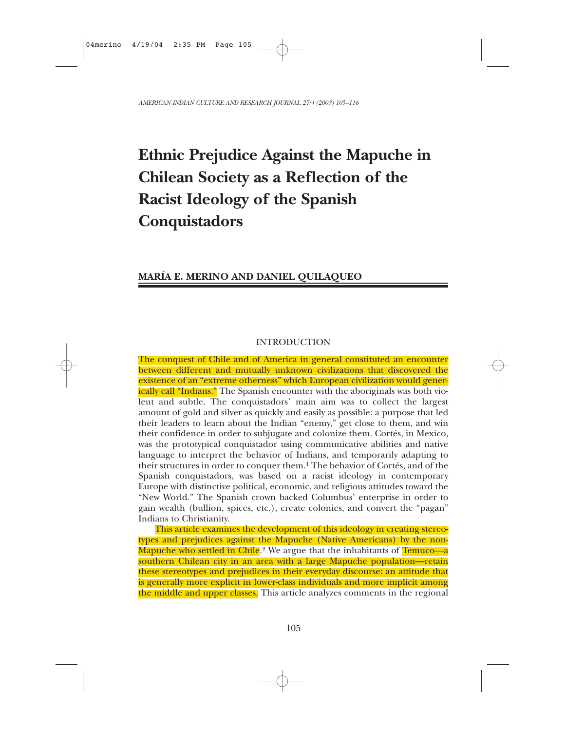# Ethnic Prejudice Against the Mapuche in Chilean Society as a Reflection of the Racist Ideology of the Spanish Conquistadors

**MARÍA E. MERINO AND DANIEL QUILAQUEO**

## INTRODUCTION

The conquest of Chile and of America in general constituted an encounter between different and mutually unknown civilizations that discovered the existence of an "extreme otherness" which European civilization would generically call "Indians." The Spanish encounter with the aboriginals was both violent and subtle. The conquistadors' main aim was to collect the largest amount of gold and silver as quickly and easily as possible: a purpose that led their leaders to learn about the Indian "enemy," get close to them, and win their confidence in order to subjugate and colonize them. Cortés, in Mexico, was the prototypical conquistador using communicative abilities and native language to interpret the behavior of Indians, and temporarily adapting to their structures in order to conquer them.[1] The behavior of Cortés, and of the Spanish conquistadors, was based on a racist ideology in contemporary Europe with distinctive political, economic, and religious attitudes toward the "New World." The Spanish crown backed Columbus' enterprise in order to gain wealth (bullion, spices, etc.), create colonies, and convert the "pagan" Indians to Christianity.

This article examines the development of this ideology in creating stereotypes and prejudices against the Mapuche (Native Americans) by the non-Mapuche who settled in Chile.[2] We argue that the inhabitants of Temuco—a southern Chilean city in an area with a large Mapuche population—retain these stereotypes and prejudices in their everyday discourse: an attitude that is generally more explicit in lower-class individuals and more implicit among the middle and upper classes. This article analyzes comments in the regional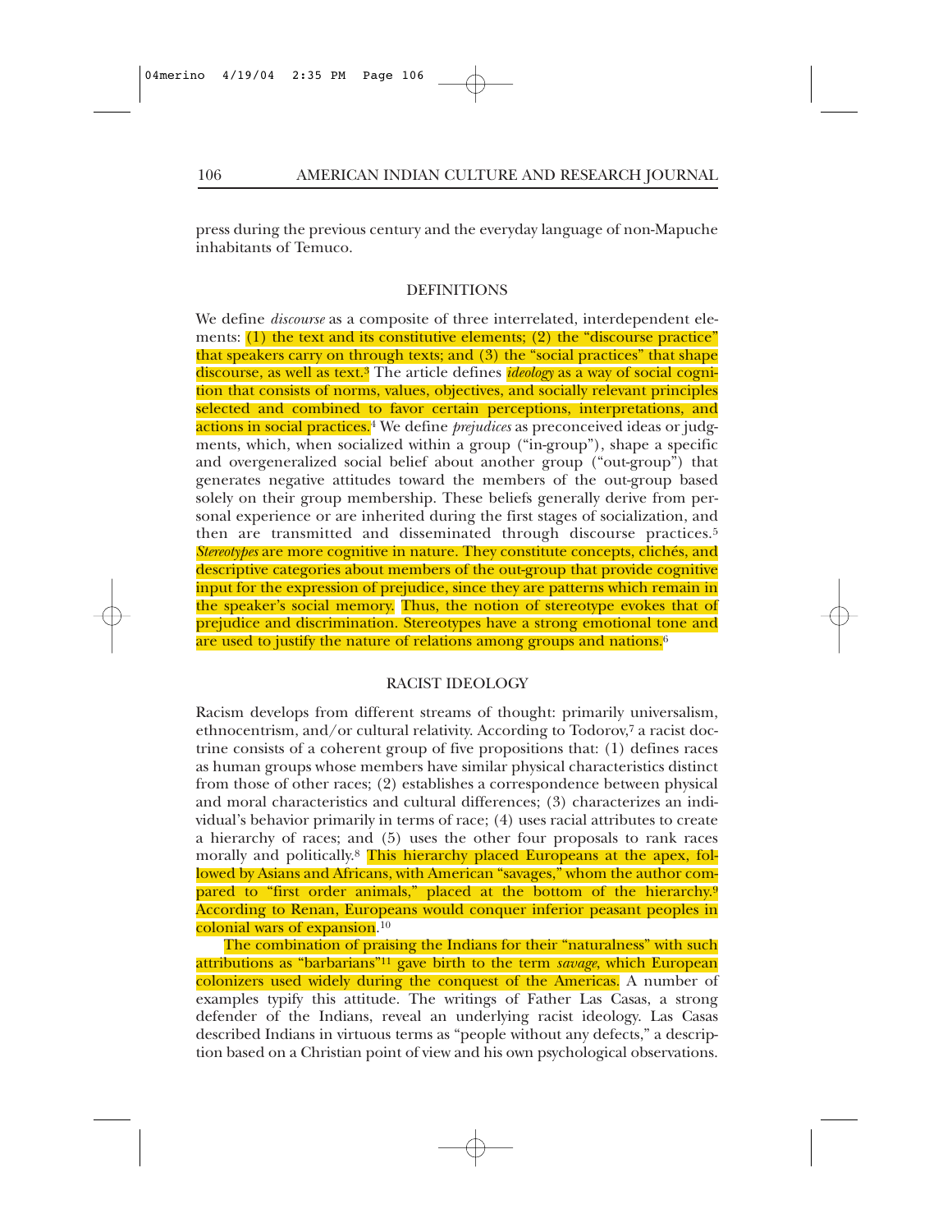press during the previous century and the everyday language of non-Mapuche inhabitants of Temuco.

## DEFINITIONS

We define *discourse* as a composite of three interrelated, interdependent elements: (1) the text and its constitutive elements; (2) the "discourse practice" that speakers carry on through texts; and (3) the "social practices" that shape discourse, as well as text.[3] The article defines *ideology* as a way of social cognition that consists of norms, values, objectives, and socially relevant principles selected and combined to favor certain perceptions, interpretations, and actions in social practices.[4] We define *prejudices* as preconceived ideas or judgments, which, when socialized within a group ("in-group"), shape a specific and overgeneralized social belief about another group ("out-group") that generates negative attitudes toward the members of the out-group based solely on their group membership. These beliefs generally derive from personal experience or are inherited during the first stages of socialization, and then are transmitted and disseminated through discourse practices.[5] *Stereotypes* are more cognitive in nature. They constitute concepts, clichés, and descriptive categories about members of the out-group that provide cognitive input for the expression of prejudice, since they are patterns which remain in the speaker's social memory. Thus, the notion of stereotype evokes that of prejudice and discrimination. Stereotypes have a strong emotional tone and are used to justify the nature of relations among groups and nations.[6]

## RACIST IDEOLOGY

Racism develops from different streams of thought: primarily universalism, ethnocentrism, and/or cultural relativity. According to Todorov,[7] a racist doctrine consists of a coherent group of five propositions that: (1) defines races as human groups whose members have similar physical characteristics distinct from those of other races; (2) establishes a correspondence between physical and moral characteristics and cultural differences; (3) characterizes an individual's behavior primarily in terms of race; (4) uses racial attributes to create a hierarchy of races; and (5) uses the other four proposals to rank races morally and politically.[8] This hierarchy placed Europeans at the apex, followed by Asians and Africans, with American "savages," whom the author compared to "first order animals," placed at the bottom of the hierarchy.[9] According to Renan, Europeans would conquer inferior peasant peoples in colonial wars of expansion.[10]

The combination of praising the Indians for their "naturalness" with such attributions as "barbarians"[11] gave birth to the term *savage*, which European colonizers used widely during the conquest of the Americas. A number of examples typify this attitude. The writings of Father Las Casas, a strong defender of the Indians, reveal an underlying racist ideology. Las Casas described Indians in virtuous terms as "people without any defects," a description based on a Christian point of view and his own psychological observations.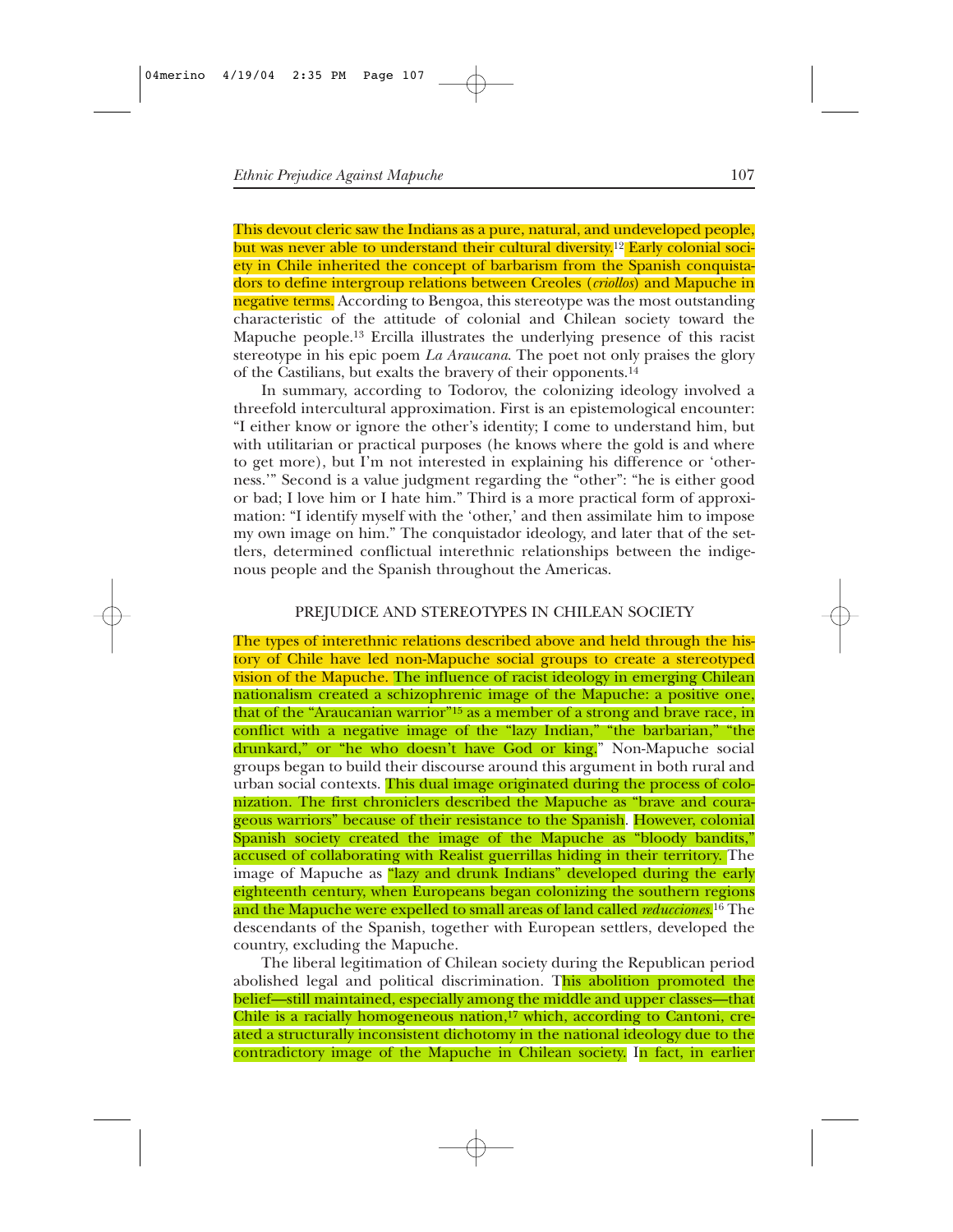This devout cleric saw the Indians as a pure, natural, and undeveloped people, but was never able to understand their cultural diversity.[12] Early colonial society in Chile inherited the concept of barbarism from the Spanish conquistadors to define intergroup relations between Creoles (*criollos*) and Mapuche in negative terms. According to Bengoa, this stereotype was the most outstanding characteristic of the attitude of colonial and Chilean society toward the Mapuche people.[13] Ercilla illustrates the underlying presence of this racist stereotype in his epic poem *La Araucana*. The poet not only praises the glory of the Castilians, but exalts the bravery of their opponents.[14]

In summary, according to Todorov, the colonizing ideology involved a threefold intercultural approximation. First is an epistemological encounter: "I either know or ignore the other's identity; I come to understand him, but with utilitarian or practical purposes (he knows where the gold is and where to get more), but I'm not interested in explaining his difference or 'otherness.'" Second is a value judgment regarding the "other": "he is either good or bad; I love him or I hate him." Third is a more practical form of approximation: "I identify myself with the 'other,' and then assimilate him to impose my own image on him." The conquistador ideology, and later that of the settlers, determined conflictual interethnic relationships between the indigenous people and the Spanish throughout the Americas.

## PREJUDICE AND STEREOTYPES IN CHILEAN SOCIETY

The types of interethnic relations described above and held through the history of Chile have led non-Mapuche social groups to create a stereotyped vision of the Mapuche. The influence of racist ideology in emerging Chilean nationalism created a schizophrenic image of the Mapuche: a positive one, that of the "Araucanian warrior"[15] as a member of a strong and brave race, in conflict with a negative image of the "lazy Indian," "the barbarian," "the drunkard," or "he who doesn't have God or king." Non-Mapuche social groups began to build their discourse around this argument in both rural and urban social contexts. This dual image originated during the process of colonization. The first chroniclers described the Mapuche as "brave and courageous warriors" because of their resistance to the Spanish. However, colonial Spanish society created the image of the Mapuche as "bloody bandits," accused of collaborating with Realist guerrillas hiding in their territory. The image of Mapuche as "lazy and drunk Indians" developed during the early eighteenth century, when Europeans began colonizing the southern regions and the Mapuche were expelled to small areas of land called *reducciones*.[16] The descendants of the Spanish, together with European settlers, developed the country, excluding the Mapuche.

The liberal legitimation of Chilean society during the Republican period abolished legal and political discrimination. This abolition promoted the belief—still maintained, especially among the middle and upper classes—that Chile is a racially homogeneous nation,[17] which, according to Cantoni, created a structurally inconsistent dichotomy in the national ideology due to the contradictory image of the Mapuche in Chilean society. In fact, in earlier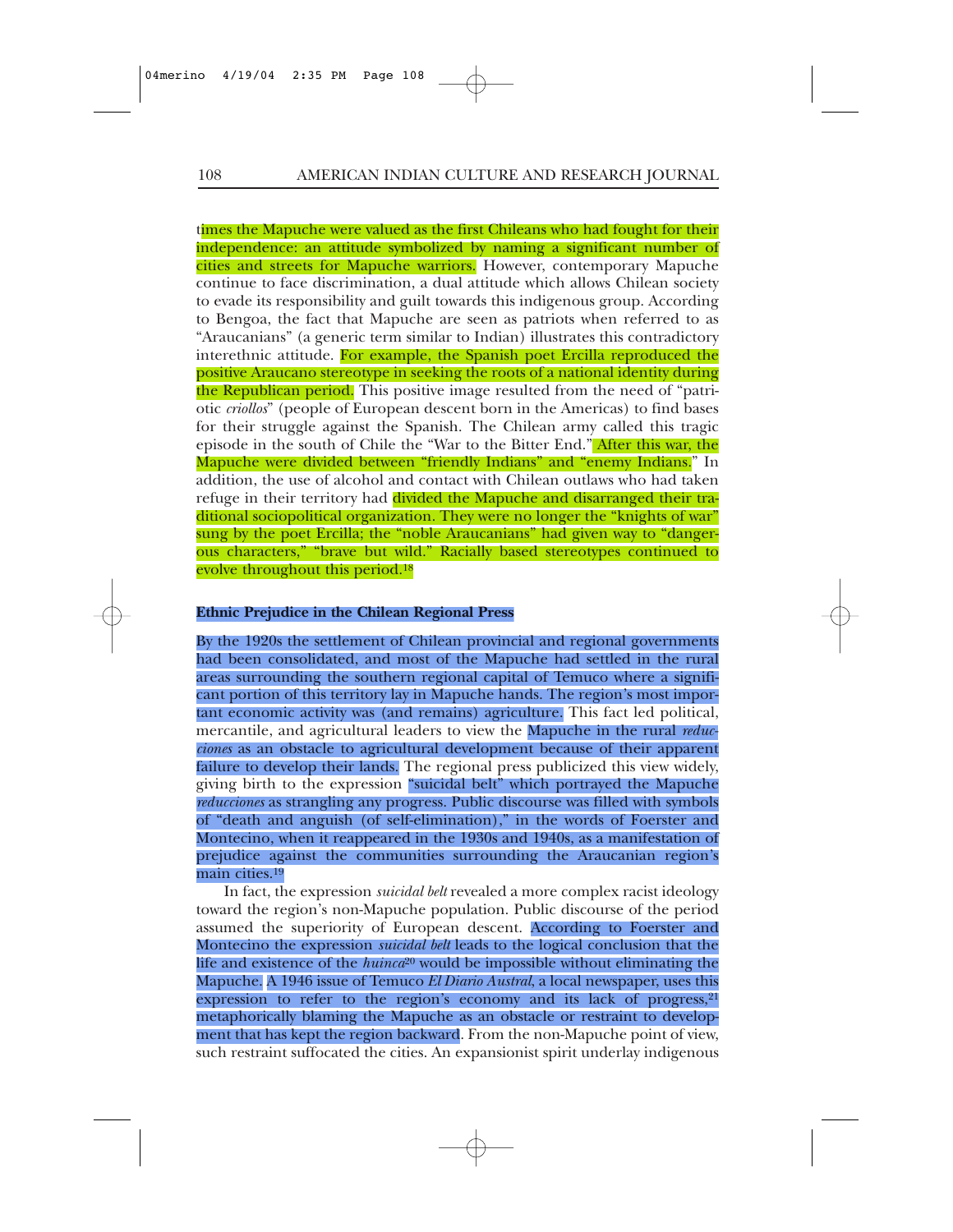times the Mapuche were valued as the first Chileans who had fought for their independence: an attitude symbolized by naming a significant number of cities and streets for Mapuche warriors. However, contemporary Mapuche continue to face discrimination, a dual attitude which allows Chilean society to evade its responsibility and guilt towards this indigenous group. According to Bengoa, the fact that Mapuche are seen as patriots when referred to as "Araucanians" (a generic term similar to Indian) illustrates this contradictory interethnic attitude. For example, the Spanish poet Ercilla reproduced the positive Araucano stereotype in seeking the roots of a national identity during the Republican period. This positive image resulted from the need of "patriotic *criollos*" (people of European descent born in the Americas) to find bases for their struggle against the Spanish. The Chilean army called this tragic episode in the south of Chile the "War to the Bitter End." After this war, the Mapuche were divided between "friendly Indians" and "enemy Indians." In addition, the use of alcohol and contact with Chilean outlaws who had taken refuge in their territory had divided the Mapuche and disarranged their traditional sociopolitical organization. They were no longer the "knights of war" sung by the poet Ercilla; the "noble Araucanians" had given way to "dangerous characters," "brave but wild." Racially based stereotypes continued to evolve throughout this period.[18]

## Ethnic Prejudice in the Chilean Regional Press

By the 1920s the settlement of Chilean provincial and regional governments had been consolidated, and most of the Mapuche had settled in the rural areas surrounding the southern regional capital of Temuco where a significant portion of this territory lay in Mapuche hands. The region's most important economic activity was (and remains) agriculture. This fact led political, mercantile, and agricultural leaders to view the Mapuche in the rural *reducciones* as an obstacle to agricultural development because of their apparent failure to develop their lands. The regional press publicized this view widely, giving birth to the expression "suicidal belt" which portrayed the Mapuche *reducciones* as strangling any progress. Public discourse was filled with symbols of "death and anguish (of self-elimination)," in the words of Foerster and Montecino, when it reappeared in the 1930s and 1940s, as a manifestation of prejudice against the communities surrounding the Araucanian region's main cities.[19]

In fact, the expression *suicidal belt* revealed a more complex racist ideology toward the region's non-Mapuche population. Public discourse of the period assumed the superiority of European descent. According to Foerster and Montecino the expression *suicidal belt* leads to the logical conclusion that the life and existence of the *huinca*[20] would be impossible without eliminating the Mapuche. A 1946 issue of Temuco *El Diario Austral*, a local newspaper, uses this expression to refer to the region's economy and its lack of progress,[21] metaphorically blaming the Mapuche as an obstacle or restraint to development that has kept the region backward. From the non-Mapuche point of view, such restraint suffocated the cities. An expansionist spirit underlay indigenous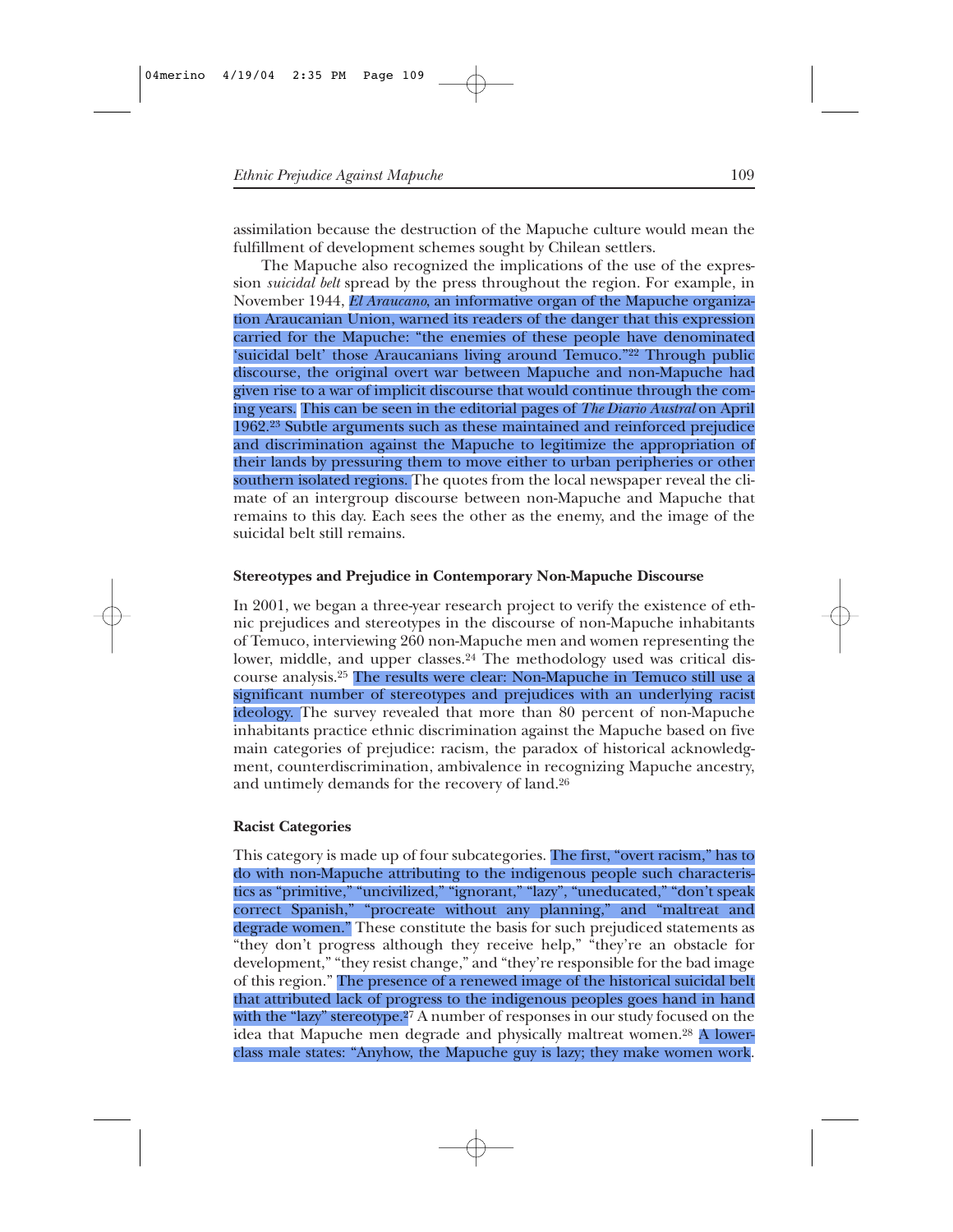assimilation because the destruction of the Mapuche culture would mean the fulfillment of development schemes sought by Chilean settlers.

The Mapuche also recognized the implications of the use of the expression *suicidal belt* spread by the press throughout the region. For example, in November 1944, *El Araucano*, an informative organ of the Mapuche organization Araucanian Union, warned its readers of the danger that this expression carried for the Mapuche: "the enemies of these people have denominated 'suicidal belt' those Araucanians living around Temuco."[22] Through public discourse, the original overt war between Mapuche and non-Mapuche had given rise to a war of implicit discourse that would continue through the coming years. This can be seen in the editorial pages of *The Diario Austral* on April 1962.[23] Subtle arguments such as these maintained and reinforced prejudice and discrimination against the Mapuche to legitimize the appropriation of their lands by pressuring them to move either to urban peripheries or other southern isolated regions. The quotes from the local newspaper reveal the climate of an intergroup discourse between non-Mapuche and Mapuche that remains to this day. Each sees the other as the enemy, and the image of the suicidal belt still remains.

**Stereotypes and Prejudice in Contemporary Non-Mapuche Discourse**

In 2001, we began a three-year research project to verify the existence of ethnic prejudices and stereotypes in the discourse of non-Mapuche inhabitants of Temuco, interviewing 260 non-Mapuche men and women representing the lower, middle, and upper classes.[24] The methodology used was critical discourse analysis.[25] The results were clear: Non-Mapuche in Temuco still use a significant number of stereotypes and prejudices with an underlying racist ideology. The survey revealed that more than 80 percent of non-Mapuche inhabitants practice ethnic discrimination against the Mapuche based on five main categories of prejudice: racism, the paradox of historical acknowledgment, counterdiscrimination, ambivalence in recognizing Mapuche ancestry, and untimely demands for the recovery of land.[26]

**Racist Categories**

This category is made up of four subcategories. The first, "overt racism," has to do with non-Mapuche attributing to the indigenous people such characteristics as "primitive," "uncivilized," "ignorant," "lazy", "uneducated," "don't speak correct Spanish," "procreate without any planning," and "maltreat and degrade women." These constitute the basis for such prejudiced statements as "they don't progress although they receive help," "they're an obstacle for development," "they resist change," and "they're responsible for the bad image of this region." The presence of a renewed image of the historical suicidal belt that attributed lack of progress to the indigenous peoples goes hand in hand with the "lazy" stereotype.[27] A number of responses in our study focused on the idea that Mapuche men degrade and physically maltreat women.[28] A lower-class male states: "Anyhow, the Mapuche guy is lazy; they make women work.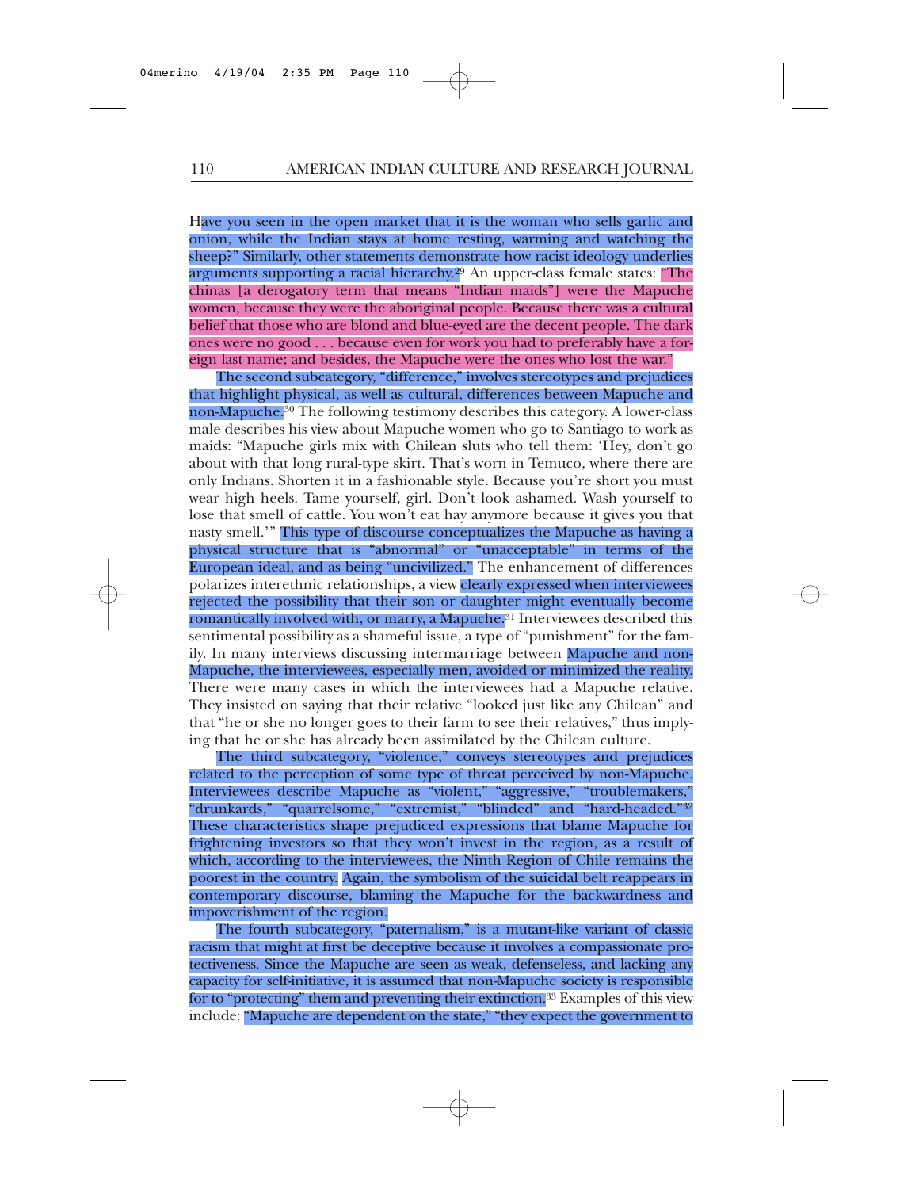Have you seen in the open market that it is the woman who sells garlic and onion, while the Indian stays at home resting, warming and watching the sheep?" Similarly, other statements demonstrate how racist ideology underlies arguments supporting a racial hierarchy.[29] An upper-class female states: "The chinas [a derogatory term that means "Indian maids"] were the Mapuche women, because they were the aboriginal people. Because there was a cultural belief that those who are blond and blue-eyed are the decent people. The dark ones were no good . . . because even for work you had to preferably have a foreign last name; and besides, the Mapuche were the ones who lost the war."

The second subcategory, "difference," involves stereotypes and prejudices that highlight physical, as well as cultural, differences between Mapuche and non-Mapuche.[30] The following testimony describes this category. A lower-class male describes his view about Mapuche women who go to Santiago to work as maids: "Mapuche girls mix with Chilean sluts who tell them: 'Hey, don't go about with that long rural-type skirt. That's worn in Temuco, where there are only Indians. Shorten it in a fashionable style. Because you're short you must wear high heels. Tame yourself, girl. Don't look ashamed. Wash yourself to lose that smell of cattle. You won't eat hay anymore because it gives you that nasty smell.'" This type of discourse conceptualizes the Mapuche as having a physical structure that is "abnormal" or "unacceptable" in terms of the European ideal, and as being "uncivilized." The enhancement of differences polarizes interethnic relationships, a view clearly expressed when interviewees rejected the possibility that their son or daughter might eventually become romantically involved with, or marry, a Mapuche.[31] Interviewees described this sentimental possibility as a shameful issue, a type of "punishment" for the family. In many interviews discussing intermarriage between Mapuche and non-Mapuche, the interviewees, especially men, avoided or minimized the reality. There were many cases in which the interviewees had a Mapuche relative. They insisted on saying that their relative "looked just like any Chilean" and that "he or she no longer goes to their farm to see their relatives," thus implying that he or she has already been assimilated by the Chilean culture.

The third subcategory, "violence," conveys stereotypes and prejudices related to the perception of some type of threat perceived by non-Mapuche. Interviewees describe Mapuche as "violent," "aggressive," "troublemakers," "drunkards," "quarrelsome," "extremist," "blinded" and "hard-headed."[32] These characteristics shape prejudiced expressions that blame Mapuche for frightening investors so that they won't invest in the region, as a result of which, according to the interviewees, the Ninth Region of Chile remains the poorest in the country. Again, the symbolism of the suicidal belt reappears in contemporary discourse, blaming the Mapuche for the backwardness and impoverishment of the region.

The fourth subcategory, "paternalism," is a mutant-like variant of classic racism that might at first be deceptive because it involves a compassionate protectiveness. Since the Mapuche are seen as weak, defenseless, and lacking any capacity for self-initiative, it is assumed that non-Mapuche society is responsible for to "protecting" them and preventing their extinction.[33] Examples of this view include: "Mapuche are dependent on the state," "they expect the government to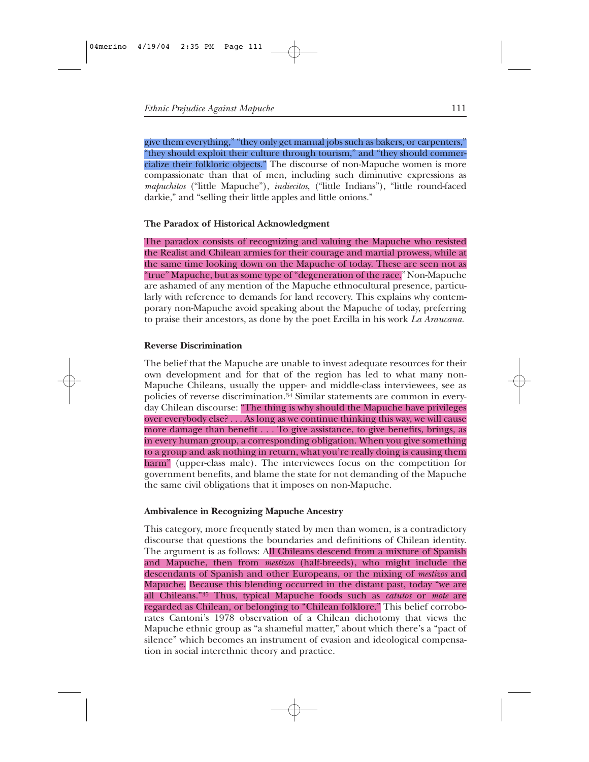give them everything," "they only get manual jobs such as bakers, or carpenters," "they should exploit their culture through tourism," and "they should commercialize their folkloric objects." The discourse of non-Mapuche women is more compassionate than that of men, including such diminutive expressions as *mapuchitos* ("little Mapuche"), *indiecitos*, ("little Indians"), "little round-faced darkie," and "selling their little apples and little onions."

**The Paradox of Historical Acknowledgment**

The paradox consists of recognizing and valuing the Mapuche who resisted the Realist and Chilean armies for their courage and martial prowess, while at the same time looking down on the Mapuche of today. These are seen not as "true" Mapuche, but as some type of "degeneration of the race." Non-Mapuche are ashamed of any mention of the Mapuche ethnocultural presence, particularly with reference to demands for land recovery. This explains why contemporary non-Mapuche avoid speaking about the Mapuche of today, preferring to praise their ancestors, as done by the poet Ercilla in his work *La Araucana*.

**Reverse Discrimination**

The belief that the Mapuche are unable to invest adequate resources for their own development and for that of the region has led to what many non-Mapuche Chileans, usually the upper- and middle-class interviewees, see as policies of reverse discrimination.[34] Similar statements are common in everyday Chilean discourse: "The thing is why should the Mapuche have privileges over everybody else? . . . As long as we continue thinking this way, we will cause more damage than benefit . . . To give assistance, to give benefits, brings, as in every human group, a corresponding obligation. When you give something to a group and ask nothing in return, what you're really doing is causing them harm" (upper-class male). The interviewees focus on the competition for government benefits, and blame the state for not demanding of the Mapuche the same civil obligations that it imposes on non-Mapuche.

**Ambivalence in Recognizing Mapuche Ancestry**

This category, more frequently stated by men than women, is a contradictory discourse that questions the boundaries and definitions of Chilean identity. The argument is as follows: All Chileans descend from a mixture of Spanish and Mapuche, then from *mestizos* (half-breeds), who might include the descendants of Spanish and other Europeans, or the mixing of *mestizos* and Mapuche. Because this blending occurred in the distant past, today "we are all Chileans."[35] Thus, typical Mapuche foods such as *catutos* or *mote* are regarded as Chilean, or belonging to "Chilean folklore." This belief corroborates Cantoni's 1978 observation of a Chilean dichotomy that views the Mapuche ethnic group as "a shameful matter," about which there's a "pact of silence" which becomes an instrument of evasion and ideological compensation in social interethnic theory and practice.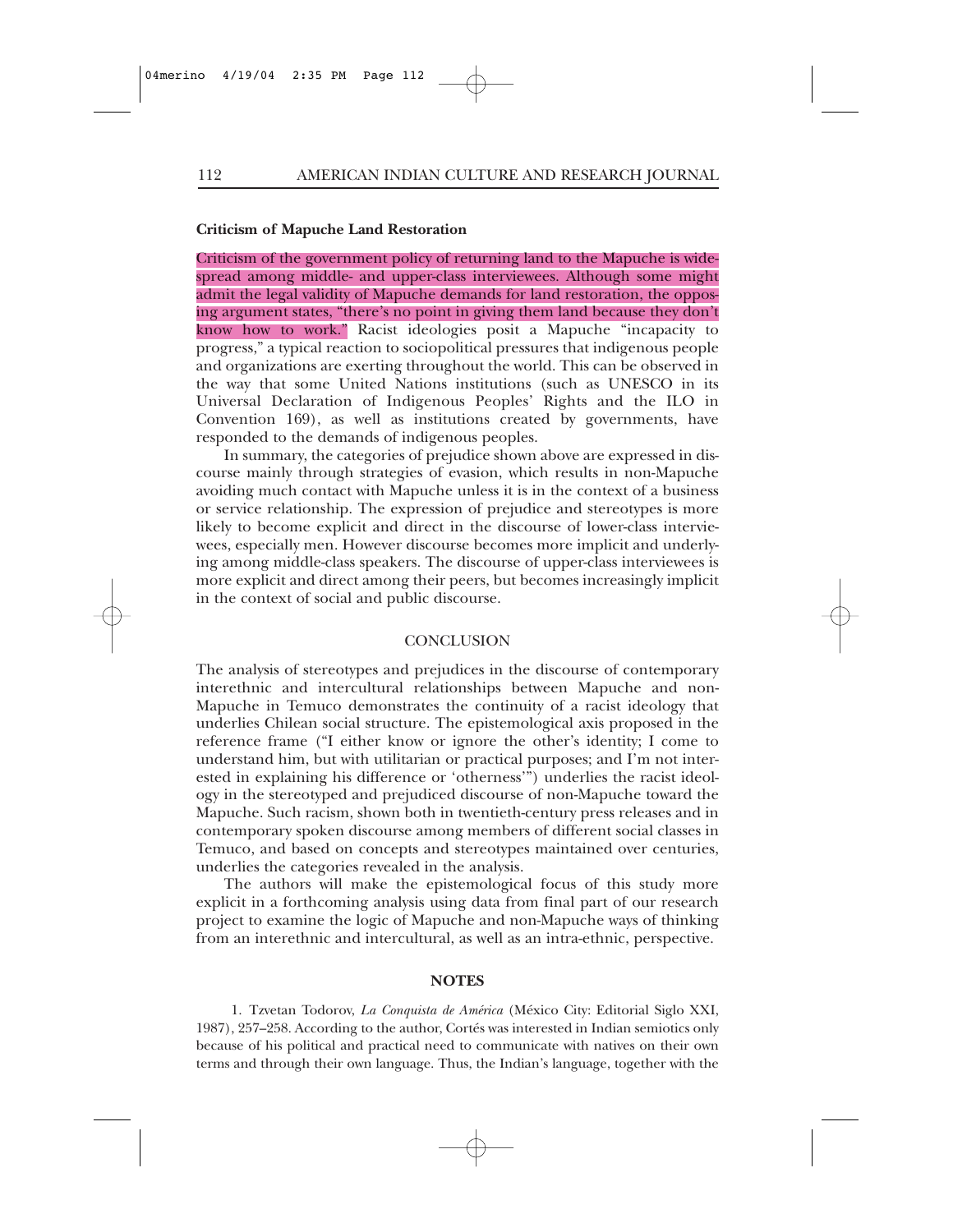**Criticism of Mapuche Land Restoration**

Criticism of the government policy of returning land to the Mapuche is widespread among middle- and upper-class interviewees. Although some might admit the legal validity of Mapuche demands for land restoration, the opposing argument states, "there's no point in giving them land because they don't know how to work." Racist ideologies posit a Mapuche "incapacity to progress," a typical reaction to sociopolitical pressures that indigenous people and organizations are exerting throughout the world. This can be observed in the way that some United Nations institutions (such as UNESCO in its Universal Declaration of Indigenous Peoples' Rights and the ILO in Convention 169), as well as institutions created by governments, have responded to the demands of indigenous peoples.

In summary, the categories of prejudice shown above are expressed in discourse mainly through strategies of evasion, which results in non-Mapuche avoiding much contact with Mapuche unless it is in the context of a business or service relationship. The expression of prejudice and stereotypes is more likely to become explicit and direct in the discourse of lower-class interviewees, especially men. However discourse becomes more implicit and underlying among middle-class speakers. The discourse of upper-class interviewees is more explicit and direct among their peers, but becomes increasingly implicit in the context of social and public discourse.

## CONCLUSION

The analysis of stereotypes and prejudices in the discourse of contemporary interethnic and intercultural relationships between Mapuche and non-Mapuche in Temuco demonstrates the continuity of a racist ideology that underlies Chilean social structure. The epistemological axis proposed in the reference frame ("I either know or ignore the other's identity; I come to understand him, but with utilitarian or practical purposes; and I'm not interested in explaining his difference or 'otherness'") underlies the racist ideology in the stereotyped and prejudiced discourse of non-Mapuche toward the Mapuche. Such racism, shown both in twentieth-century press releases and in contemporary spoken discourse among members of different social classes in Temuco, and based on concepts and stereotypes maintained over centuries, underlies the categories revealed in the analysis.

The authors will make the epistemological focus of this study more explicit in a forthcoming analysis using data from final part of our research project to examine the logic of Mapuche and non-Mapuche ways of thinking from an interethnic and intercultural, as well as an intra-ethnic, perspective.

## NOTES

1. Tzvetan Todorov, *La Conquista de América* (México City: Editorial Siglo XXI, 1987), 257–258. According to the author, Cortés was interested in Indian semiotics only because of his political and practical need to communicate with natives on their own terms and through their own language. Thus, the Indian's language, together with the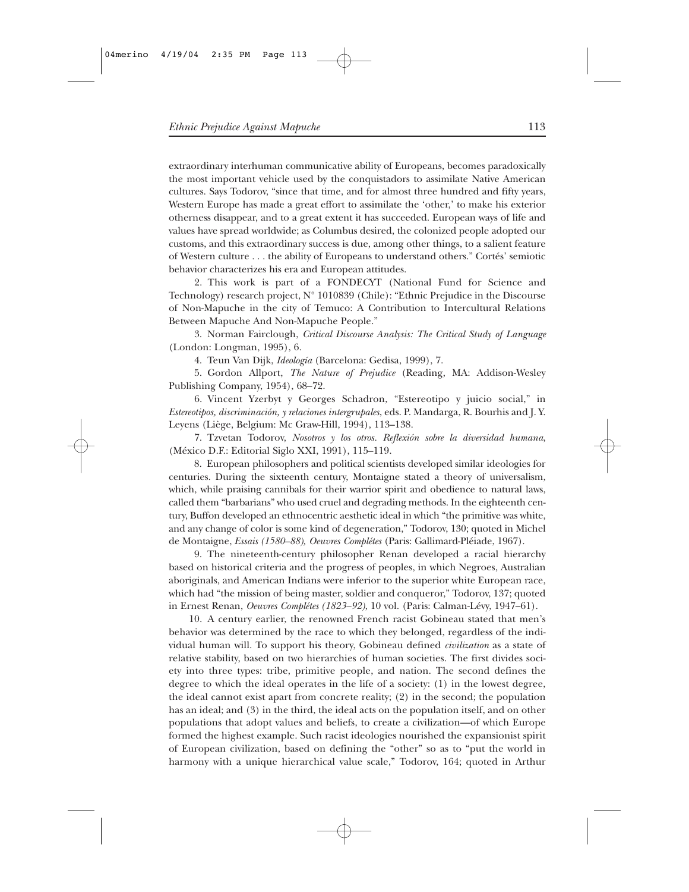extraordinary interhuman communicative ability of Europeans, becomes paradoxically the most important vehicle used by the conquistadors to assimilate Native American cultures. Says Todorov, "since that time, and for almost three hundred and fifty years, Western Europe has made a great effort to assimilate the 'other,' to make his exterior otherness disappear, and to a great extent it has succeeded. European ways of life and values have spread worldwide; as Columbus desired, the colonized people adopted our customs, and this extraordinary success is due, among other things, to a salient feature of Western culture . . . the ability of Europeans to understand others." Cortés' semiotic behavior characterizes his era and European attitudes.

2. This work is part of a FONDECYT (National Fund for Science and Technology) research project, N° 1010839 (Chile): "Ethnic Prejudice in the Discourse of Non-Mapuche in the city of Temuco: A Contribution to Intercultural Relations Between Mapuche And Non-Mapuche People."

3. Norman Fairclough, *Critical Discourse Analysis: The Critical Study of Language* (London: Longman, 1995), 6.

4. Teun Van Dijk, *Ideología* (Barcelona: Gedisa, 1999), 7.

5. Gordon Allport, *The Nature of Prejudice* (Reading, MA: Addison-Wesley Publishing Company, 1954), 68–72.

6. Vincent Yzerbyt y Georges Schadron, "Estereotipo y juicio social," in *Estereotipos, discriminación, y relaciones intergrupales*, eds. P. Mandarga, R. Bourhis and J. Y. Leyens (Liège, Belgium: Mc Graw-Hill, 1994), 113–138.

7. Tzvetan Todorov, *Nosotros y los otros. Reflexión sobre la diversidad humana*, (México D.F.: Editorial Siglo XXI, 1991), 115–119.

8. European philosophers and political scientists developed similar ideologies for centuries. During the sixteenth century, Montaigne stated a theory of universalism, which, while praising cannibals for their warrior spirit and obedience to natural laws, called them "barbarians" who used cruel and degrading methods. In the eighteenth century, Buffon developed an ethnocentric aesthetic ideal in which "the primitive was white, and any change of color is some kind of degeneration," Todorov, 130; quoted in Michel de Montaigne, *Essais (1580–88), Oeuvres Complétes* (Paris: Gallimard-Pléiade, 1967).

9. The nineteenth-century philosopher Renan developed a racial hierarchy based on historical criteria and the progress of peoples, in which Negroes, Australian aboriginals, and American Indians were inferior to the superior white European race, which had "the mission of being master, soldier and conqueror," Todorov, 137; quoted in Ernest Renan, *Oeuvres Complétes (1823–92)*, 10 vol. (Paris: Calman-Lévy, 1947–61).

10. A century earlier, the renowned French racist Gobineau stated that men's behavior was determined by the race to which they belonged, regardless of the individual human will. To support his theory, Gobineau defined *civilization* as a state of relative stability, based on two hierarchies of human societies. The first divides society into three types: tribe, primitive people, and nation. The second defines the degree to which the ideal operates in the life of a society: (1) in the lowest degree, the ideal cannot exist apart from concrete reality; (2) in the second; the population has an ideal; and (3) in the third, the ideal acts on the population itself, and on other populations that adopt values and beliefs, to create a civilization—of which Europe formed the highest example. Such racist ideologies nourished the expansionist spirit of European civilization, based on defining the "other" so as to "put the world in harmony with a unique hierarchical value scale," Todorov, 164; quoted in Arthur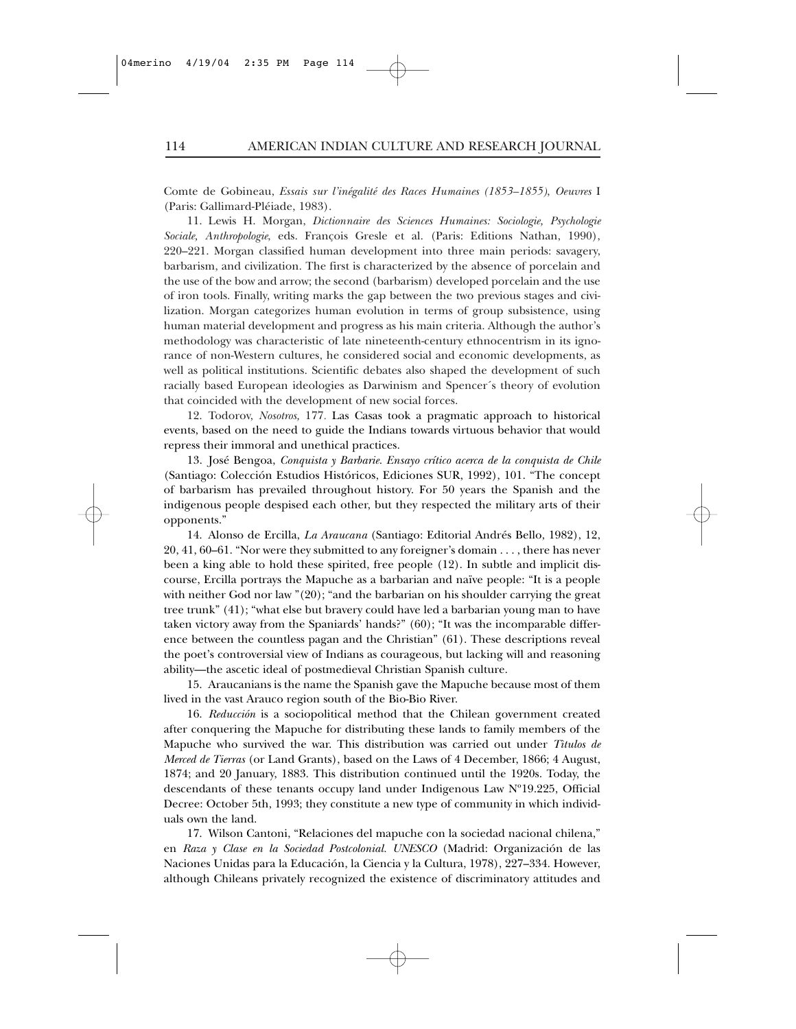Comte de Gobineau, *Essais sur l'inégalité des Races Humaines (1853–1855), Oeuvres* I (Paris: Gallimard-Pléiade, 1983).

11. Lewis H. Morgan, *Dictionnaire des Sciences Humaines: Sociologie, Psychologie Sociale, Anthropologie*, eds. François Gresle et al. (Paris: Editions Nathan, 1990), 220–221. Morgan classified human development into three main periods: savagery, barbarism, and civilization. The first is characterized by the absence of porcelain and the use of the bow and arrow; the second (barbarism) developed porcelain and the use of iron tools. Finally, writing marks the gap between the two previous stages and civilization. Morgan categorizes human evolution in terms of group subsistence, using human material development and progress as his main criteria. Although the author's methodology was characteristic of late nineteenth-century ethnocentrism in its ignorance of non-Western cultures, he considered social and economic developments, as well as political institutions. Scientific debates also shaped the development of such racially based European ideologies as Darwinism and Spencer´s theory of evolution that coincided with the development of new social forces.

12. Todorov, *Nosotros*, 177. Las Casas took a pragmatic approach to historical events, based on the need to guide the Indians towards virtuous behavior that would repress their immoral and unethical practices.

13. José Bengoa, *Conquista y Barbarie. Ensayo crítico acerca de la conquista de Chile* (Santiago: Colección Estudios Históricos, Ediciones SUR, 1992), 101. "The concept of barbarism has prevailed throughout history. For 50 years the Spanish and the indigenous people despised each other, but they respected the military arts of their opponents."

14. Alonso de Ercilla, *La Araucana* (Santiago: Editorial Andrés Bello, 1982), 12, 20, 41, 60–61. "Nor were they submitted to any foreigner's domain . . . , there has never been a king able to hold these spirited, free people (12). In subtle and implicit discourse, Ercilla portrays the Mapuche as a barbarian and naïve people: "It is a people with neither God nor law "(20); "and the barbarian on his shoulder carrying the great tree trunk" (41); "what else but bravery could have led a barbarian young man to have taken victory away from the Spaniards' hands?" (60); "It was the incomparable difference between the countless pagan and the Christian" (61). These descriptions reveal the poet's controversial view of Indians as courageous, but lacking will and reasoning ability—the ascetic ideal of postmedieval Christian Spanish culture.

15. Araucanians is the name the Spanish gave the Mapuche because most of them lived in the vast Arauco region south of the Bio-Bio River.

16. *Reducción* is a sociopolitical method that the Chilean government created after conquering the Mapuche for distributing these lands to family members of the Mapuche who survived the war. This distribution was carried out under *Títulos de Merced de Tierras* (or Land Grants), based on the Laws of 4 December, 1866; 4 August, 1874; and 20 January, 1883. This distribution continued until the 1920s. Today, the descendants of these tenants occupy land under Indigenous Law Nº19.225, Official Decree: October 5th, 1993; they constitute a new type of community in which individuals own the land.

17. Wilson Cantoni, "Relaciones del mapuche con la sociedad nacional chilena," en *Raza y Clase en la Sociedad Postcolonial. UNESCO* (Madrid: Organización de las Naciones Unidas para la Educación, la Ciencia y la Cultura, 1978), 227–334. However, although Chileans privately recognized the existence of discriminatory attitudes and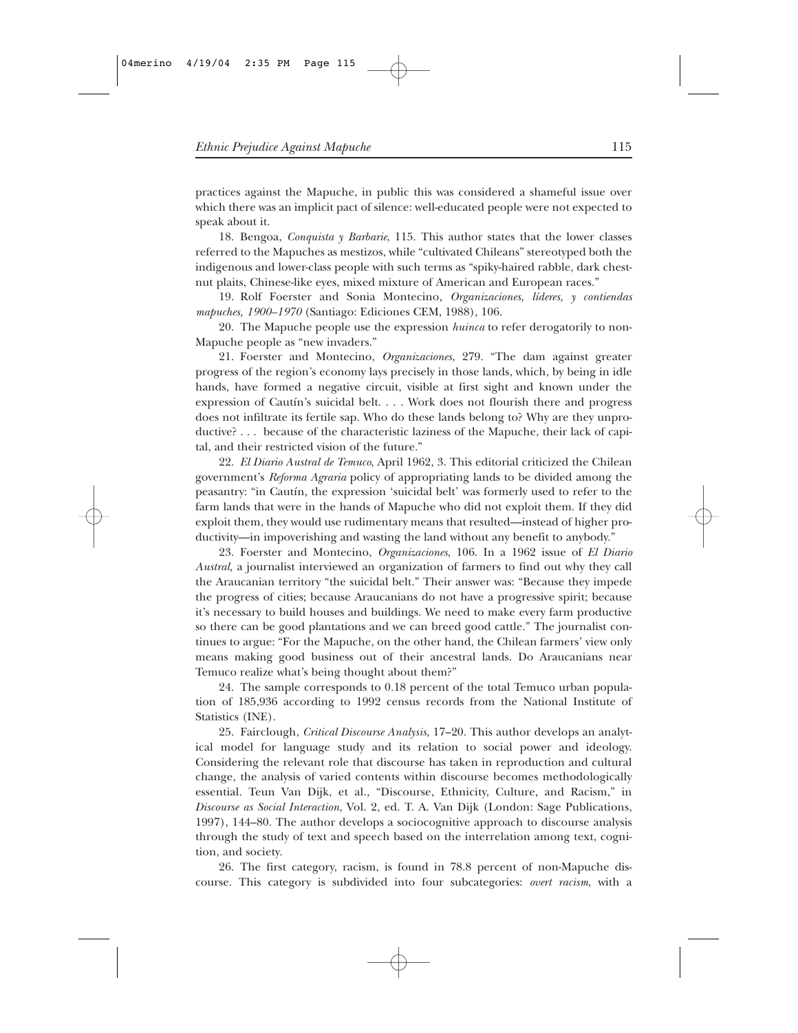practices against the Mapuche, in public this was considered a shameful issue over which there was an implicit pact of silence: well-educated people were not expected to speak about it.

18. Bengoa, *Conquista y Barbarie*, 115. This author states that the lower classes referred to the Mapuches as mestizos, while "cultivated Chileans" stereotyped both the indigenous and lower-class people with such terms as "spiky-haired rabble, dark chestnut plaits, Chinese-like eyes, mixed mixture of American and European races."

19. Rolf Foerster and Sonia Montecino, *Organizaciones, líderes, y contiendas mapuches, 1900–1970* (Santiago: Ediciones CEM, 1988), 106.

20. The Mapuche people use the expression *huinca* to refer derogatorily to non-Mapuche people as "new invaders."

21. Foerster and Montecino, *Organizaciones*, 279. "The dam against greater progress of the region's economy lays precisely in those lands, which, by being in idle hands, have formed a negative circuit, visible at first sight and known under the expression of Cautín's suicidal belt. . . . Work does not flourish there and progress does not infiltrate its fertile sap. Who do these lands belong to? Why are they unproductive? . . . because of the characteristic laziness of the Mapuche, their lack of capital, and their restricted vision of the future."

22. *El Diario Austral de Temuco*, April 1962, 3. This editorial criticized the Chilean government's *Reforma Agraria* policy of appropriating lands to be divided among the peasantry: "in Cautín, the expression 'suicidal belt' was formerly used to refer to the farm lands that were in the hands of Mapuche who did not exploit them. If they did exploit them, they would use rudimentary means that resulted—instead of higher productivity—in impoverishing and wasting the land without any benefit to anybody."

23. Foerster and Montecino, *Organizaciones*, 106. In a 1962 issue of *El Diario Austral*, a journalist interviewed an organization of farmers to find out why they call the Araucanian territory "the suicidal belt." Their answer was: "Because they impede the progress of cities; because Araucanians do not have a progressive spirit; because it's necessary to build houses and buildings. We need to make every farm productive so there can be good plantations and we can breed good cattle." The journalist continues to argue: "For the Mapuche, on the other hand, the Chilean farmers' view only means making good business out of their ancestral lands. Do Araucanians near Temuco realize what's being thought about them?"

24. The sample corresponds to 0.18 percent of the total Temuco urban population of 185,936 according to 1992 census records from the National Institute of Statistics (INE).

25. Fairclough, *Critical Discourse Analysis*, 17–20. This author develops an analytical model for language study and its relation to social power and ideology. Considering the relevant role that discourse has taken in reproduction and cultural change, the analysis of varied contents within discourse becomes methodologically essential. Teun Van Dijk, et al., "Discourse, Ethnicity, Culture, and Racism," in *Discourse as Social Interaction*, Vol. 2, ed. T. A. Van Dijk (London: Sage Publications, 1997), 144–80. The author develops a sociocognitive approach to discourse analysis through the study of text and speech based on the interrelation among text, cognition, and society.

26. The first category, racism, is found in 78.8 percent of non-Mapuche discourse. This category is subdivided into four subcategories: *overt racism*, with a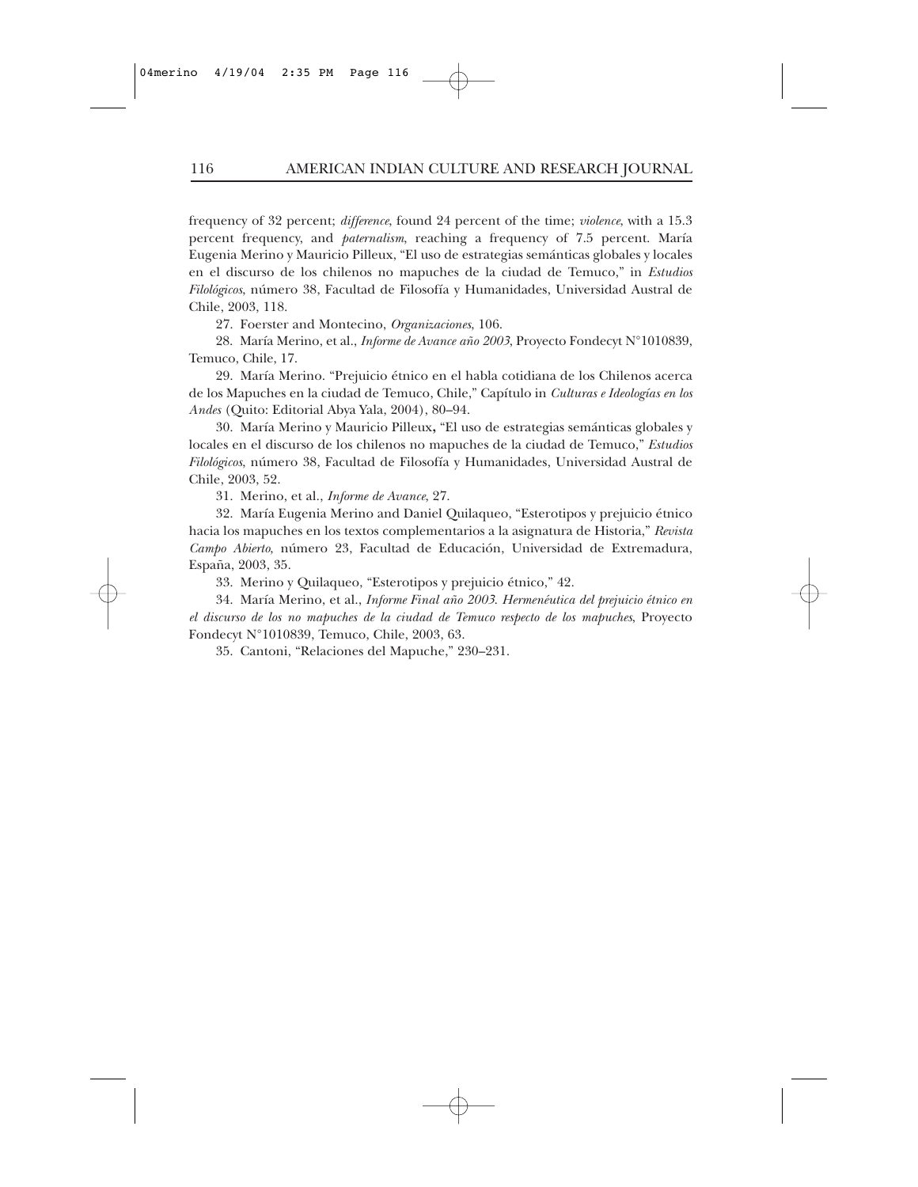frequency of 32 percent; *difference*, found 24 percent of the time; *violence*, with a 15.3 percent frequency, and *paternalism*, reaching a frequency of 7.5 percent. María Eugenia Merino y Mauricio Pilleux, "El uso de estrategias semánticas globales y locales en el discurso de los chilenos no mapuches de la ciudad de Temuco," in *Estudios Filológicos*, número 38, Facultad de Filosofía y Humanidades, Universidad Austral de Chile, 2003, 118.

27. Foerster and Montecino, *Organizaciones*, 106.

28. María Merino, et al., *Informe de Avance año 2003*, Proyecto Fondecyt N°1010839, Temuco, Chile, 17.

29. María Merino. "Prejuicio étnico en el habla cotidiana de los Chilenos acerca de los Mapuches en la ciudad de Temuco, Chile," Capítulo in *Culturas e Ideologías en los Andes* (Quito: Editorial Abya Yala, 2004), 80–94.

30. María Merino y Mauricio Pilleux, "El uso de estrategias semánticas globales y locales en el discurso de los chilenos no mapuches de la ciudad de Temuco," *Estudios Filológicos*, número 38, Facultad de Filosofía y Humanidades, Universidad Austral de Chile, 2003, 52.

31. Merino, et al., *Informe de Avance*, 27.

32. María Eugenia Merino and Daniel Quilaqueo, "Esterotipos y prejuicio étnico hacia los mapuches en los textos complementarios a la asignatura de Historia," *Revista Campo Abierto*, número 23, Facultad de Educación, Universidad de Extremadura, España, 2003, 35.

33. Merino y Quilaqueo, "Esterotipos y prejuicio étnico," 42.

34. María Merino, et al., *Informe Final año 2003. Hermenéutica del prejuicio étnico en el discurso de los no mapuches de la ciudad de Temuco respecto de los mapuches*, Proyecto Fondecyt N°1010839, Temuco, Chile, 2003, 63.

35. Cantoni, "Relaciones del Mapuche," 230–231.